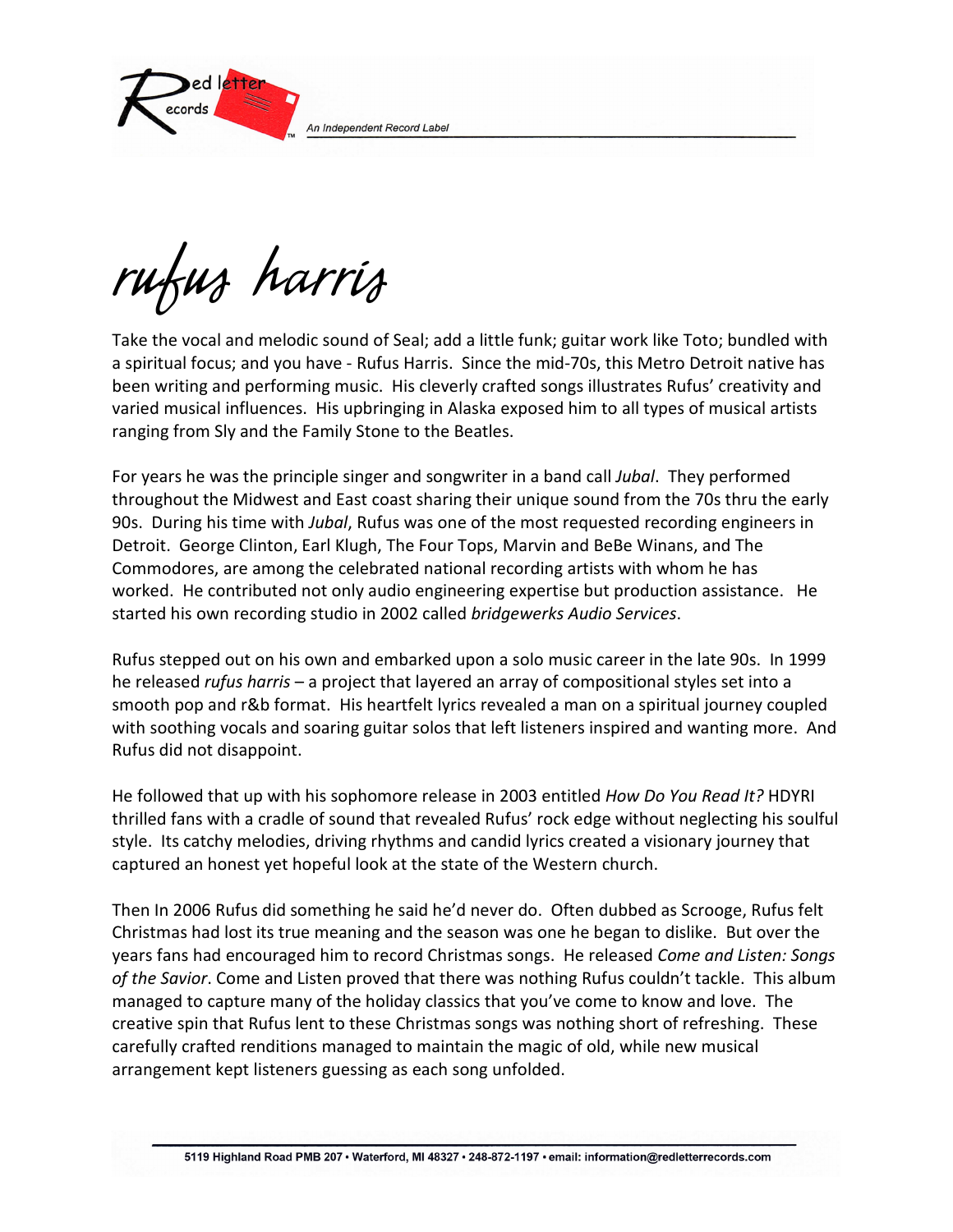Red letter Records

An Independent Record Label

# rufus harris

Take the vocal and melodic sound of Seal; add a little funk; guitar work like Toto; bundled with a spiritual focus; and you have - Rufus Harris. Since the mid-70s, this Metro Detroit native has been writing and performing music. His cleverly crafted songs illustrates Rufus' creativity and varied musical influences. His upbringing in Alaska exposed him to all types of musical artists ranging from Sly and the Family Stone to the Beatles.

For years he was the principle singer and songwriter in a band call *Jubal*. They performed throughout the Midwest and East coast sharing their unique sound from the 70s thru the early 90s. During his time with *Jubal*, Rufus was one of the most requested recording engineers in Detroit. George Clinton, Earl Klugh, The Four Tops, Marvin and BeBe Winans, and The Commodores, are among the celebrated national recording artists with whom he has worked. He contributed not only audio engineering expertise but production assistance. He started his own recording studio in 2002 called *bridgewerks Audio Services*.

Rufus stepped out on his own and embarked upon a solo music career in the late 90s. In 1999 he released *rufus harris* – a project that layered an array of compositional styles set into a smooth pop and r&b format. His heartfelt lyrics revealed a man on a spiritual journey coupled with soothing vocals and soaring guitar solos that left listeners inspired and wanting more. And Rufus did not disappoint.

He followed that up with his sophomore release in 2003 entitled *How Do You Read It?* HDYRI thrilled fans with a cradle of sound that revealed Rufus' rock edge without neglecting his soulful style. Its catchy melodies, driving rhythms and candid lyrics created a visionary journey that captured an honest yet hopeful look at the state of the Western church.

Then In 2006 Rufus did something he said he'd never do. Often dubbed as Scrooge, Rufus felt Christmas had lost its true meaning and the season was one he began to dislike. But over the years fans had encouraged him to record Christmas songs. He released *Come and Listen: Songs of the Savior*. Come and Listen proved that there was nothing Rufus couldn't tackle. This album managed to capture many of the holiday classics that you've come to know and love. The creative spin that Rufus lent to these Christmas songs was nothing short of refreshing. These carefully crafted renditions managed to maintain the magic of old, while new musical arrangement kept listeners guessing as each song unfolded.

5119 Highland Road PMB 207 • Waterford, MI 48327 • 248-872-1197 • email: information@redletterrecords.com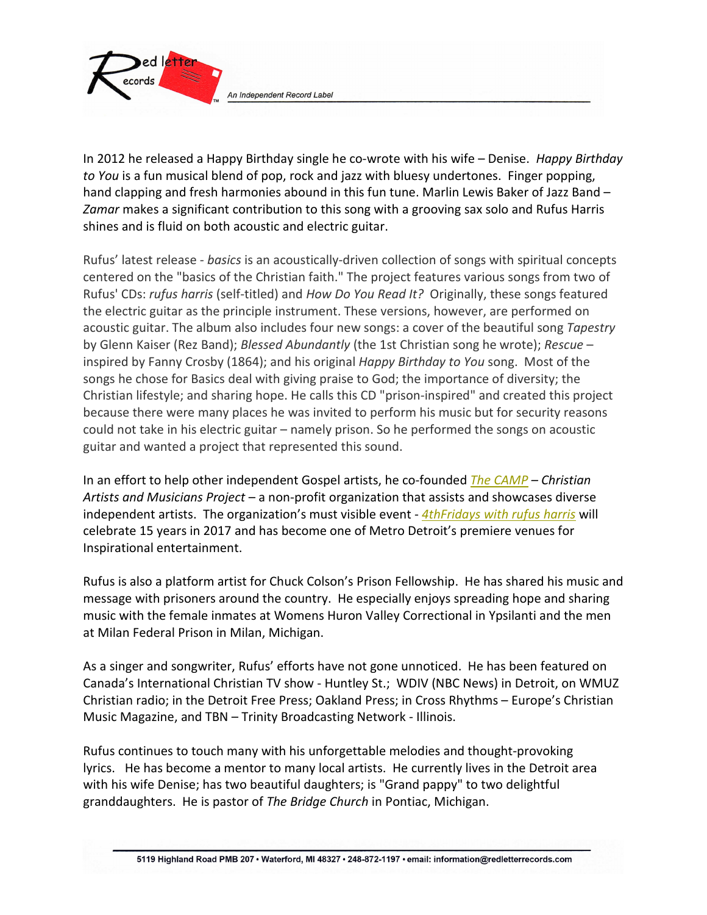In 2012 he released a Happy Birthday single he co-wrote with his wife – Denise. *Happy Birthday to You* is a fun musical blend of pop, rock and jazz with bluesy undertones. Finger popping, hand clapping and fresh harmonies abound in this fun tune. Marlin Lewis Baker of Jazz Band – *Zamar* makes a significant contribution to this song with a grooving sax solo and Rufus Harris shines and is fluid on both acoustic and electric guitar.

Rufus' latest release - *basics* is an acoustically-driven collection of songs with spiritual concepts centered on the "basics of the Christian faith." The project features various songs from two of Rufus' CDs: *rufus harris* (self-titled) and *How Do You Read It?* Originally, these songs featured the electric guitar as the principle instrument. These versions, however, are performed on acoustic guitar. The album also includes four new songs: a cover of the beautiful song *Tapestry* by Glenn Kaiser (Rez Band); *Blessed Abundantly* (the 1st Christian song he wrote); *Rescue* – inspired by Fanny Crosby (1864); and his original *Happy Birthday to You* song. Most of the songs he chose for Basics deal with giving praise to God; the importance of diversity; the Christian lifestyle; and sharing hope. He calls this CD "prison-inspired" and created this project because there were many places he was invited to perform his music but for security reasons could not take in his electric guitar – namely prison. So he performed the songs on acoustic guitar and wanted a project that represented this sound.

In an effort to help other independent Gospel artists, he co-founded *The CAMP* – *Christian Artists and Musicians Project* – a non-profit organization that assists and showcases diverse independent artists. The organization's must visible event - *4thFridays with rufus harris* will celebrate 15 years in 2017 and has become one of Metro Detroit's premiere venues for Inspirational entertainment.

Rufus is also a platform artist for Chuck Colson's Prison Fellowship. He has shared his music and message with prisoners around the country. He especially enjoys spreading hope and sharing music with the female inmates at Womens Huron Valley Correctional in Ypsilanti and the men at Milan Federal Prison in Milan, Michigan.

As a singer and songwriter, Rufus' efforts have not gone unnoticed. He has been featured on Canada's International Christian TV show - Huntley St.; WDIV (NBC News) in Detroit, on WMUZ Christian radio; in the Detroit Free Press; Oakland Press; in Cross Rhythms – Europe's Christian Music Magazine, and TBN – Trinity Broadcasting Network - Illinois.

Rufus continues to touch many with his unforgettable melodies and thought-provoking lyrics. He has become a mentor to many local artists. He currently lives in the Detroit area with his wife Denise; has two beautiful daughters; is "Grand pappy" to two delightful granddaughters. He is pastor of *The Bridge Church* in Pontiac, Michigan.